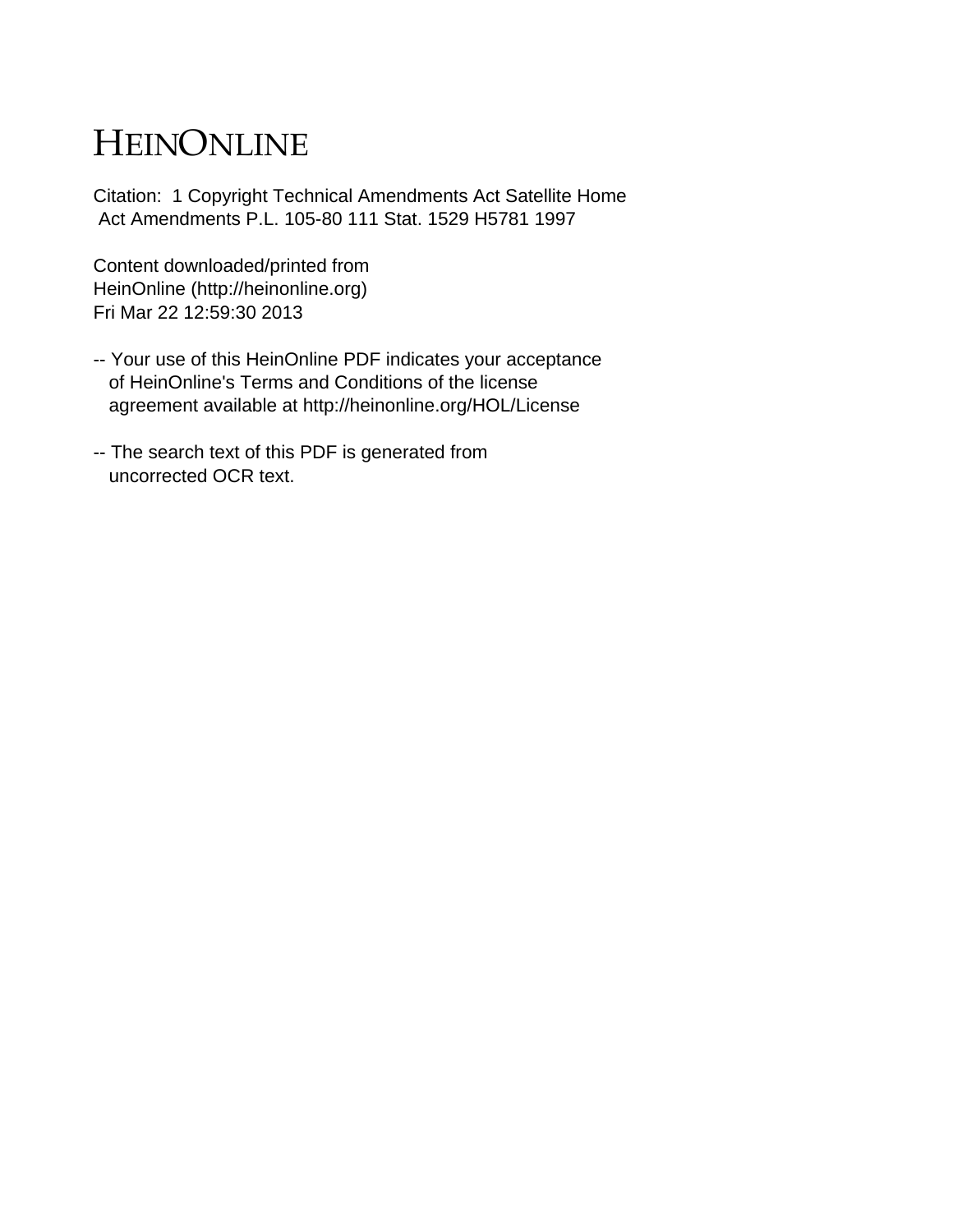# HEINONLINE

Citation: 1 Copyright Technical Amendments Act Satellite Home Act Amendments P.L. 105-80 111 Stat. 1529 H5781 1997

Content downloaded/printed from
HeinOnline (http://heinonline.org)
Fri Mar 22 12:59:30 2013

-- Your use of this HeinOnline PDF indicates your acceptance of HeinOnline's Terms and Conditions of the license agreement available at http://heinonline.org/HOL/License

-- The search text of this PDF is generated from uncorrected OCR text.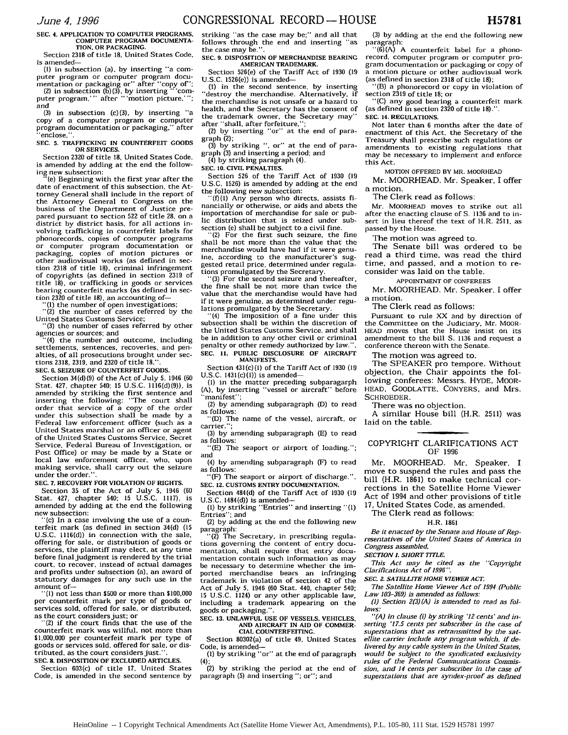**SEC. 4. APPLICATION TO COMPUTER PROGRAMS, COMPUTER PROGRAM DOCUMENTATION, OR PACKAGING.**

Section 2318 of title 18, United States Code, is amended—

(1) in subsection (a), by inserting "a computer program or computer program documentation or packaging or" after "copy of";

(2) in subsection (b)(3), by inserting "'computer program,'" after "'motion picture,'"; and

(3) in subsection (c)(3), by inserting "a copy of a computer program or computer program documentation or packaging," after "enclose,".

**SEC. 5. TRAFFICKING IN COUNTERFEIT GOODS OR SERVICES.**

Section 2320 of title 18, United States Code, is amended by adding at the end the following new subsection:

"(e) Beginning with the first year after the date of enactment of this subsection, the Attorney General shall include in the report of the Attorney General to Congress on the business of the Department of Justice prepared pursuant to section 522 of title 28, on a district by district basis, for all actions involving trafficking in counterfeit labels for phonorecords, copies of computer programs or computer program documentation or packaging, copies of motion pictures or other audiovisual works (as defined in section 2318 of title 18), criminal infringement of copyrights (as defined in section 2319 of title 18), or trafficking in goods or services bearing counterfeit marks (as defined in section 2320 of title 18), an accounting of—

"(1) the number of open investigations;

"(2) the number of cases referred by the United States Customs Service;

"(3) the number of cases referred by other agencies or sources; and

"(4) the number and outcome, including settlements, sentences, recoveries, and penalties, of all prosecutions brought under sections 2318, 2319, and 2320 of title 18.".

**SEC. 6. SEIZURE OF COUNTERFEIT GOODS.**

Section 34(d)(9) of the Act of July 5, 1946 (60 Stat. 427, chapter 540; 15 U.S.C. 1116(d)(9)), is amended by striking the first sentence and inserting the following: "The court shall order that service of a copy of the order under this subsection shall be made by a Federal law enforcement officer (such as a United States marshal or an officer or agent of the United States Customs Service, Secret Service, Federal Bureau of Investigation, or Post Office) or may be made by a State or local law enforcement officer, who, upon making service, shall carry out the seizure under the order.".

**SEC. 7. RECOVERY FOR VIOLATION OF RIGHTS.**

Section 35 of the Act of July 5, 1946 (60 Stat. 427, chapter 540; 15 U.S.C. 1117), is amended by adding at the end the following new subsection:

"(c) In a case involving the use of a counterfeit mark (as defined in section 34(d) (15 U.S.C. 1116(d)) in connection with the sale, offering for sale, or distribution of goods or services, the plaintiff may elect, at any time before final judgment is rendered by the trial court, to recover, instead of actual damages and profits under subsection (a), an award of statutory damages for any such use in the amount of—

"(1) not less than $500 or more than $100,000 per counterfeit mark per type of goods or services sold, offered for sale, or distributed, as the court considers just; or

"(2) if the court finds that the use of the counterfeit mark was willful, not more than $1,000,000 per counterfeit mark per type of goods or services sold, offered for sale, or distributed, as the court considers just.".

**SEC. 8. DISPOSITION OF EXCLUDED ARTICLES.**

Section 603(c) of title 17, United States Code, is amended in the second sentence by striking "as the case may be;" and all that follows through the end and inserting "as the case may be.".

**SEC. 9. DISPOSITION OF MERCHANDISE BEARING AMERICAN TRADEMARK.**

Section 526(e) of the Tariff Act of 1930 (19 U.S.C. 1526(e)) is amended—

(1) in the second sentence, by inserting "destroy the merchandise. Alternatively, if the merchandise is not unsafe or a hazard to health, and the Secretary has the consent of the trademark owner, the Secretary may" after "shall, after forfeiture,";

(2) by inserting "or" at the end of paragraph (2);

(3) by striking ", or" at the end of paragraph (3) and inserting a period; and

(4) by striking paragraph (4).

**SEC. 10. CIVIL PENALTIES.**

Section 526 of the Tariff Act of 1930 (19 U.S.C. 1526) is amended by adding at the end the following new subsection:

"(f)(1) Any person who directs, assists financially or otherwise, or aids and abets the importation of merchandise for sale or public distribution that is seized under subsection (e) shall be subject to a civil fine.

"(2) For the first such seizure, the fine shall be not more than the value that the merchandise would have had if it were genuine, according to the manufacturer's suggested retail price, determined under regulations promulgated by the Secretary.

"(3) For the second seizure and thereafter, the fine shall be not more than twice the value that the merchandise would have had if it were genuine, as determined under regulations promulgated by the Secretary.

"(4) The imposition of a fine under this subsection shall be within the discretion of the United States Customs Service, and shall be in addition to any other civil or criminal penalty or other remedy authorized by law.".

**SEC. 11. PUBLIC DISCLOSURE OF AIRCRAFT MANIFESTS.**

Section 431(c)(1) of the Tariff Act of 1930 (19 U.S.C. 1431(c)(1)) is amended—

(1) in the matter preceding subparagarph (A), by inserting "vessel or aircraft" before "manifest";

(2) by amending subparagraph (D) to read as follows:

"(D) The name of the vessel, aircraft, or carrier.";

(3) by amending subparagraph (E) to read as follows:

"(E) The seaport or airport of loading."; and

(4) by amending subparagraph (F) to read as follows:

"(F) The seaport or airport of discharge.".

**SEC. 12. CUSTOMS ENTRY DOCUMENTATION.**

Section 484(d) of the Tariff Act of 1930 (19 U.S.C. 1484(d)) is amended—

(1) by striking "Entries" and inserting "(1) Entries"; and

(2) by adding at the end the following new paragraph:

"(2) The Secretary, in prescribing regulations governing the content of entry documentation, shall require that entry documentation contain such information as may be necessary to determine whether the imported merchandise bears an infringing trademark in violation of section 42 of the Act of July 5, 1946 (60 Stat. 440, chapter 540; 15 U.S.C. 1124) or any other applicable law, including a trademark appearing on the goods or packaging.".

**SEC. 13. UNLAWFUL USE OF VESSELS, VEHICLES, AND AIRCRAFT IN AID OF COMMERCIAL COUNTERFEITING.**

Section 80302(a) of title 49, United States Code, is amended—

(1) by striking "or" at the end of paragraph (4);

(2) by striking the period at the end of paragraph (5) and inserting "; or"; and

(3) by adding at the end the following new paragraph:

"(6)(A) A counterfeit label for a phonorecord, computer program or computer program documentation or packaging or copy of a motion picture or other audiovisual work (as defined in section 2318 of title 18);

"(B) a phonorecord or copy in violation of section 2319 of title 18; or

"(C) any good bearing a counterfeit mark (as defined in section 2320 of title 18).".

**SEC. 14. REGULATIONS.**

Not later than 6 months after the date of enactment of this Act, the Secretary of the Treasury shall prescribe such regulations or amendments to existing regulations that may be necessary to implement and enforce this Act.

MOTION OFFERED BY MR. MOORHEAD

Mr. MOORHEAD. Mr. Speaker, I offer a motion.

The Clerk read as follows:

Mr. MOORHEAD moves to strike out all after the enacting clause of S. 1136 and to insert in lieu thereof the text of H.R. 2511, as passed by the House.

The motion was agreed to.

The Senate bill was ordered to be read a third time, was read the third time, and passed, and a motion to reconsider was laid on the table.

APPOINTMENT OF CONFEREES

Mr. MOORHEAD. Mr. Speaker, I offer a motion.

The Clerk read as follows:

Pursuant to rule XX and by direction of the Committee on the Judiciary, Mr. MOORHEAD moves that the House insist on its amendment to the bill S. 1136 and request a conference thereon with the Senate.

The motion was agreed to.

The SPEAKER pro tempore. Without objection, the Chair appoints the following conferees: Messrs. HYDE, MOORHEAD, GOODLATTE, CONYERS, and Mrs. SCHROEDER.

There was no objection.

A similar House bill (H.R. 2511) was laid on the table.

## COPYRIGHT CLARIFICATIONS ACT OF 1996

Mr. MOORHEAD. Mr. Speaker, I move to suspend the rules and pass the bill (H.R. 1861) to make technical corrections in the Satellite Home Viewer Act of 1994 and other provisions of title 17, United States Code, as amended.

The Clerk read as follows:

H.R. 1861

*Be it enacted by the Senate and House of Representatives of the United States of America in Congress assembled,*

***SECTION 1. SHORT TITLE.***

*This Act may be cited as the "Copyright Clarifications Act of 1996".*

***SEC. 2. SATELLITE HOME VIEWER ACT.***

*The Satellite Home Viewer Act of 1994 (Public Law 103–369) is amended as follows:*

*(1) Section 2(3)(A) is amended to read as follows:*

*"(A) in clause (i) by striking '12 cents' and inserting '17.5 cents per subscriber in the case of superstations that as retransmitted by the satellite carrier include any program which, if delivered by any cable system in the United States, would be subject to the syndicated exclusivity rules of the Federal Communications Commission, and 14 cents per subscriber in the case of superstations that are syndex-proof as defined*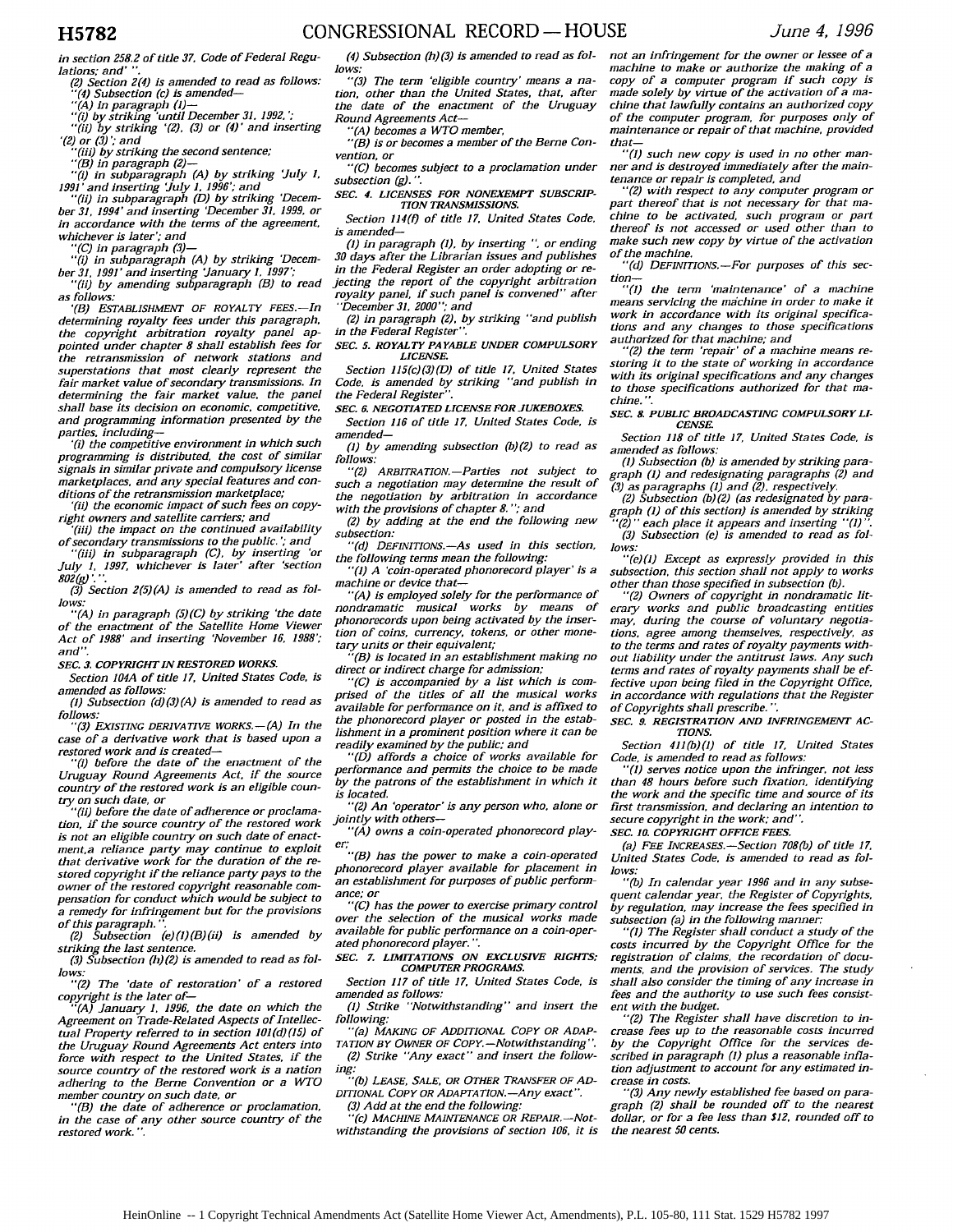in section 258.2 of title 37, Code of Federal Regulations; and' ".

(2) Section 2(4) is amended to read as follows:

"(4) Subsection (c) is amended—

"(A) in paragraph (1)—

"(i) by striking 'until December 31, 1992,';

"(ii) by striking '(2), (3) or (4)' and inserting '(2) or (3)'; and

"(iii) by striking the second sentence;

"(B) in paragraph (2)—

"(i) in subparagraph (A) by striking 'July 1, 1991' and inserting 'July 1, 1996'; and

"(ii) in subparagraph (D) by striking 'December 31, 1994' and inserting 'December 31, 1999, or in accordance with the terms of the agreement, whichever is later'; and

"(C) in paragraph (3)—

"(i) in subparagraph (A) by striking 'December 31, 1991' and inserting 'January 1, 1997';

"(ii) by amending subparagraph (B) to read as follows:

'(B) ESTABLISHMENT OF ROYALTY FEES.—In determining royalty fees under this paragraph, the copyright arbitration royalty panel appointed under chapter 8 shall establish fees for the retransmission of network stations and superstations that most clearly represent the fair market value of secondary transmissions. In determining the fair market value, the panel shall base its decision on economic, competitive, and programming information presented by the parties, including—

'(i) the competitive environment in which such programming is distributed, the cost of similar signals in similar private and compulsory license marketplaces, and any special features and conditions of the retransmission marketplace;

'(ii) the economic impact of such fees on copyright owners and satellite carriers; and

'(iii) the impact on the continued availability of secondary transmissions to the public.'; and

"(iii) in subparagraph (C), by inserting 'or July 1, 1997, whichever is later' after 'section 802(g)'.".

(3) Section 2(5)(A) is amended to read as follows:

"(A) in paragraph (5)(C) by striking 'the date of the enactment of the Satellite Home Viewer Act of 1988' and inserting 'November 16, 1988'; and".

SEC. 3. COPYRIGHT IN RESTORED WORKS.

Section 104A of title 17, United States Code, is amended as follows:

(1) Subsection (d)(3)(A) is amended to read as follows:

"(3) EXISTING DERIVATIVE WORKS.—(A) In the case of a derivative work that is based upon a restored work and is created—

"(i) before the date of the enactment of the Uruguay Round Agreements Act, if the source country of the restored work is an eligible country on such date, or

"(ii) before the date of adherence or proclamation, if the source country of the restored work is not an eligible country on such date of enactment,a reliance party may continue to exploit that derivative work for the duration of the restored copyright if the reliance party pays to the owner of the restored copyright reasonable compensation for conduct which would be subject to a remedy for infringement but for the provisions of this paragraph.".

(2) Subsection (e)(1)(B)(ii) is amended by striking the last sentence.

(3) Subsection (h)(2) is amended to read as follows:

"(2) The 'date of restoration' of a restored copyright is the later of—

"(A) January 1, 1996, the date on which the Agreement on Trade-Related Aspects of Intellectual Property referred to in section 101(d)(15) of the Uruguay Round Agreements Act enters into force with respect to the United States, if the source country of the restored work is a nation adhering to the Berne Convention or a WTO member country on such date, or

"(B) the date of adherence or proclamation, in the case of any other source country of the restored work.".

(4) Subsection (h)(3) is amended to read as follows:

"(3) The term 'eligible country' means a nation, other than the United States, that, after the date of the enactment of the Uruguay Round Agreements Act—

"(A) becomes a WTO member,

"(B) is or becomes a member of the Berne Convention, or

"(C) becomes subject to a proclamation under subsection (g).".

SEC. 4. LICENSES FOR NONEXEMPT SUBSCRIPTION TRANSMISSIONS.

Section 114(f) of title 17, United States Code, is amended—

(1) in paragraph (1), by inserting ", or ending 30 days after the Librarian issues and publishes in the Federal Register an order adopting or rejecting the report of the copyright arbitration royalty panel, if such panel is convened" after "December 31, 2000"; and

(2) in paragraph (2), by striking "and publish in the Federal Register".

SEC. 5. ROYALTY PAYABLE UNDER COMPULSORY LICENSE.

Section 115(c)(3)(D) of title 17, United States Code, is amended by striking "and publish in the Federal Register".

SEC. 6. NEGOTIATED LICENSE FOR JUKEBOXES.

Section 116 of title 17, United States Code, is amended—

(1) by amending subsection (b)(2) to read as follows:

"(2) ARBITRATION.—Parties not subject to such a negotiation may determine the result of the negotiation by arbitration in accordance with the provisions of chapter 8."; and

(2) by adding at the end the following new subsection:

"(d) DEFINITIONS.—As used in this section, the following terms mean the following:

"(1) A 'coin-operated phonorecord player' is a machine or device that—

"(A) is employed solely for the performance of nondramatic musical works by means of phonorecords upon being activated by the insertion of coins, currency, tokens, or other monetary units or their equivalent;

"(B) is located in an establishment making no direct or indirect charge for admission;

"(C) is accompanied by a list which is comprised of the titles of all the musical works available for performance on it, and is affixed to the phonorecord player or posted in the establishment in a prominent position where it can be readily examined by the public; and

"(D) affords a choice of works available for performance and permits the choice to be made by the patrons of the establishment in which it is located.

"(2) An 'operator' is any person who, alone or jointly with others—

"(A) owns a coin-operated phonorecord player;

"(B) has the power to make a coin-operated phonorecord player available for placement in an establishment for purposes of public performance; or

"(C) has the power to exercise primary control over the selection of the musical works made available for public performance on a coin-operated phonorecord player.".

SEC. 7. LIMITATIONS ON EXCLUSIVE RIGHTS; COMPUTER PROGRAMS.

Section 117 of title 17, United States Code, is amended as follows:

(1) Strike "Notwithstanding" and insert the following:

"(a) MAKING OF ADDITIONAL COPY OR ADAPTATION BY OWNER OF COPY.—Notwithstanding".

(2) Strike "Any exact" and insert the following:

"(b) LEASE, SALE, OR OTHER TRANSFER OF ADDITIONAL COPY OR ADAPTATION.—Any exact".

(3) Add at the end the following:

"(c) MACHINE MAINTENANCE OR REPAIR.—Notwithstanding the provisions of section 106, it is not an infringement for the owner or lessee of a machine to make or authorize the making of a copy of a computer program if such copy is made solely by virtue of the activation of a machine that lawfully contains an authorized copy of the computer program, for purposes only of maintenance or repair of that machine, provided that—

"(1) such new copy is used in no other manner and is destroyed immediately after the maintenance or repair is completed, and

"(2) with respect to any computer program or part thereof that is not necessary for that machine to be activated, such program or part thereof is not accessed or used other than to make such new copy by virtue of the activation of the machine.

"(d) DEFINITIONS.—For purposes of this section—

"(1) the term 'maintenance' of a machine means servicing the machine in order to make it work in accordance with its original specifications and any changes to those specifications authorized for that machine; and

"(2) the term 'repair' of a machine means restoring it to the state of working in accordance with its original specifications and any changes to those specifications authorized for that machine.".

SEC. 8. PUBLIC BROADCASTING COMPULSORY LICENSE.

Section 118 of title 17, United States Code, is amended as follows:

(1) Subsection (b) is amended by striking paragraph (1) and redesignating paragraphs (2) and (3) as paragraphs (1) and (2), respectively.

(2) Subsection (b)(2) (as redesignated by paragraph (1) of this section) is amended by striking "(2)" each place it appears and inserting "(1)".

(3) Subsection (e) is amended to read as follows:

"(e)(1) Except as expressly provided in this subsection, this section shall not apply to works other than those specified in subsection (b).

"(2) Owners of copyright in nondramatic literary works and public broadcasting entities may, during the course of voluntary negotiations, agree among themselves, respectively, as to the terms and rates of royalty payments without liability under the antitrust laws. Any such terms and rates of royalty payments shall be effective upon being filed in the Copyright Office, in accordance with regulations that the Register of Copyrights shall prescribe.".

SEC. 9. REGISTRATION AND INFRINGEMENT ACTIONS.

Section 411(b)(1) of title 17, United States Code, is amended to read as follows:

"(1) serves notice upon the infringer, not less than 48 hours before such fixation, identifying the work and the specific time and source of its first transmission, and declaring an intention to secure copyright in the work; and".

SEC. 10. COPYRIGHT OFFICE FEES.

(a) FEE INCREASES.—Section 708(b) of title 17, United States Code, is amended to read as follows:

"(b) In calendar year 1996 and in any subsequent calendar year, the Register of Copyrights, by regulation, may increase the fees specified in subsection (a) in the following manner:

"(1) The Register shall conduct a study of the costs incurred by the Copyright Office for the registration of claims, the recordation of documents, and the provision of services. The study shall also consider the timing of any increase in fees and the authority to use such fees consistent with the budget.

"(2) The Register shall have discretion to increase fees up to the reasonable costs incurred by the Copyright Office for the services described in paragraph (1) plus a reasonable inflation adjustment to account for any estimated increase in costs.

"(3) Any newly established fee based on paragraph (2) shall be rounded off to the nearest dollar, or for a fee less than $12, rounded off to the nearest 50 cents.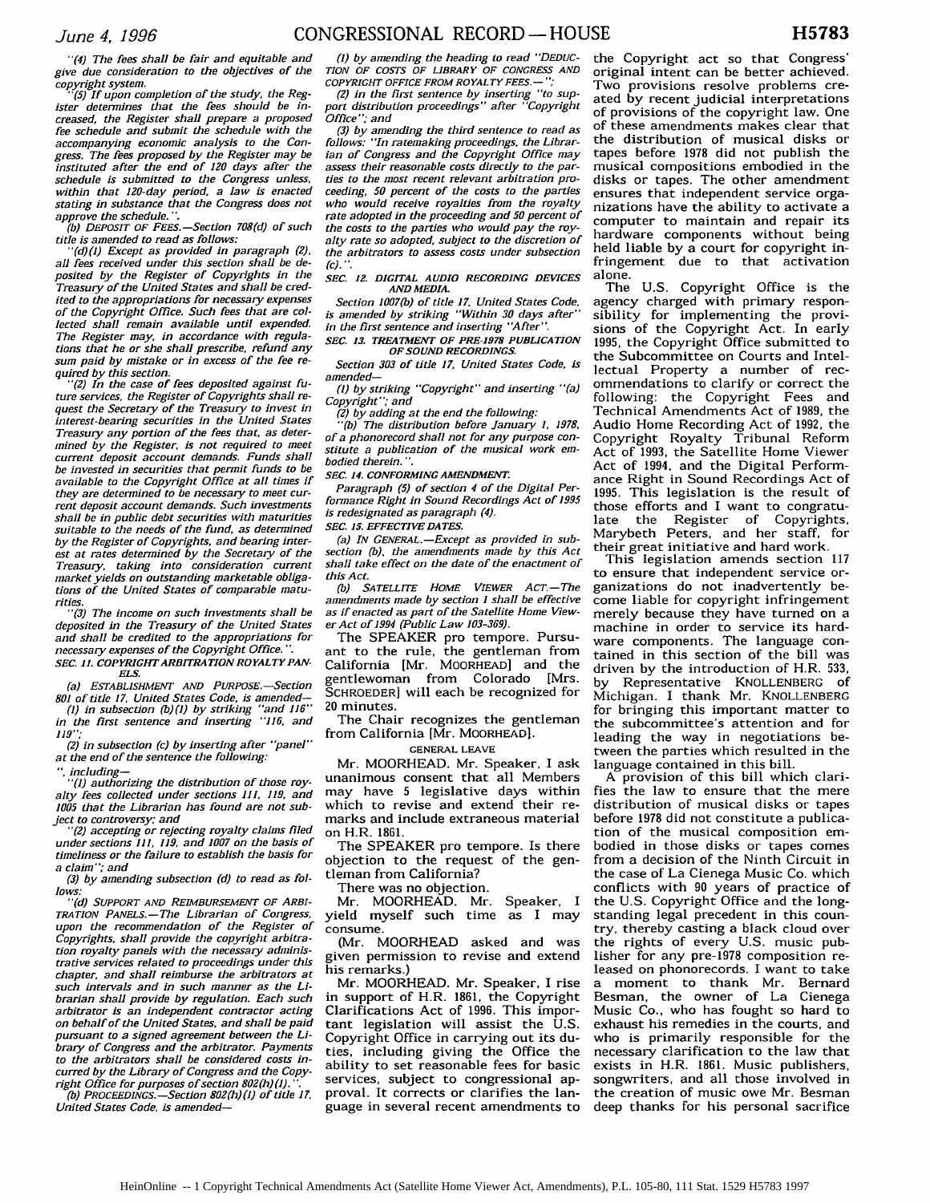"(4) The fees shall be fair and equitable and give due consideration to the objectives of the copyright system.

"(5) If upon completion of the study, the Register determines that the fees should be increased, the Register shall prepare a proposed fee schedule and submit the schedule with the accompanying economic analysis to the Congress. The fees proposed by the Register may be instituted after the end of 120 days after the schedule is submitted to the Congress unless, within that 120-day period, a law is enacted stating in substance that the Congress does not approve the schedule.".

(b) DEPOSIT OF FEES.—Section 708(d) of such title is amended to read as follows:

"(d)(1) Except as provided in paragraph (2), all fees received under this section shall be deposited by the Register of Copyrights in the Treasury of the United States and shall be credited to the appropriations for necessary expenses of the Copyright Office. Such fees that are collected shall remain available until expended. The Register may, in accordance with regulations that he or she shall prescribe, refund any sum paid by mistake or in excess of the fee required by this section.

"(2) In the case of fees deposited against future services, the Register of Copyrights shall request the Secretary of the Treasury to invest in interest-bearing securities in the United States Treasury any portion of the fees that, as determined by the Register, is not required to meet current deposit account demands. Funds shall be invested in securities that permit funds to be available to the Copyright Office at all times if they are determined to be necessary to meet current deposit account demands. Such investments shall be in public debt securities with maturities suitable to the needs of the fund, as determined by the Register of Copyrights, and bearing interest at rates determined by the Secretary of the Treasury, taking into consideration current market yields on outstanding marketable obligations of the United States of comparable maturities.

"(3) The income on such investments shall be deposited in the Treasury of the United States and shall be credited to the appropriations for necessary expenses of the Copyright Office.".

*SEC. 11. COPYRIGHT ARBITRATION ROYALTY PANELS.*

(a) ESTABLISHMENT AND PURPOSE.—Section 801 of title 17, United States Code, is amended—

(1) in subsection (b)(1) by striking "and 116" in the first sentence and inserting "116, and 119";

(2) in subsection (c) by inserting after "panel" at the end of the sentence the following:

", including—

"(1) authorizing the distribution of those royalty fees collected under sections 111, 119, and 1005 that the Librarian has found are not subject to controversy; and

"(2) accepting or rejecting royalty claims filed under sections 111, 119, and 1007 on the basis of timeliness or the failure to establish the basis for a claim"; and

(3) by amending subsection (d) to read as follows:

"(d) SUPPORT AND REIMBURSEMENT OF ARBITRATION PANELS.—The Librarian of Congress, upon the recommendation of the Register of Copyrights, shall provide the copyright arbitration royalty panels with the necessary administrative services related to proceedings under this chapter, and shall reimburse the arbitrators at such intervals and in such manner as the Librarian shall provide by regulation. Each such arbitrator is an independent contractor acting on behalf of the United States, and shall be paid pursuant to a signed agreement between the Library of Congress and the arbitrator. Payments to the arbitrators shall be considered costs incurred by the Library of Congress and the Copyright Office for purposes of section 802(h)(1).".

(b) PROCEEDINGS.—Section 802(h)(1) of title 17, United States Code, is amended—

(1) by amending the heading to read "DEDUCTION OF COSTS OF LIBRARY OF CONGRESS AND COPYRIGHT OFFICE FROM ROYALTY FEES.—";

(2) in the first sentence by inserting "to support distribution proceedings" after "Copyright Office"; and

(3) by amending the third sentence to read as follows: "In ratemaking proceedings, the Librarian of Congress and the Copyright Office may assess their reasonable costs directly to the parties to the most recent relevant arbitration proceeding, 50 percent of the costs to the parties who would receive royalties from the royalty rate adopted in the proceeding and 50 percent of the costs to the parties who would pay the royalty rate so adopted, subject to the discretion of the arbitrators to assess costs under subsection (c).".

*SEC. 12. DIGITAL AUDIO RECORDING DEVICES AND MEDIA.*

Section 1007(b) of title 17, United States Code, is amended by striking "Within 30 days after" in the first sentence and inserting "After".

*SEC. 13. TREATMENT OF PRE-1978 PUBLICATION OF SOUND RECORDINGS.*

Section 303 of title 17, United States Code, is amended—

(1) by striking "Copyright" and inserting "(a) Copyright"; and

(2) by adding at the end the following:

"(b) The distribution before January 1, 1978, of a phonorecord shall not for any purpose constitute a publication of the musical work embodied therein.".

*SEC. 14. CONFORMING AMENDMENT.*

Paragraph (5) of section 4 of the Digital Performance Right in Sound Recordings Act of 1995 is redesignated as paragraph (4).

*SEC. 15. EFFECTIVE DATES.*

(a) IN GENERAL.—Except as provided in subsection (b), the amendments made by this Act shall take effect on the date of the enactment of this Act.

(b) SATELLITE HOME VIEWER ACT.—The amendments made by section 1 shall be effective as if enacted as part of the Satellite Home Viewer Act of 1994 (Public Law 103-369).

The SPEAKER pro tempore. Pursuant to the rule, the gentleman from California [Mr. MOORHEAD] and the gentlewoman from Colorado [Mrs. SCHROEDER] will each be recognized for 20 minutes.

The Chair recognizes the gentleman from California [Mr. MOORHEAD].

GENERAL LEAVE

Mr. MOORHEAD. Mr. Speaker, I ask unanimous consent that all Members may have 5 legislative days within which to revise and extend their remarks and include extraneous material on H.R. 1861.

The SPEAKER pro tempore. Is there objection to the request of the gentleman from California?

There was no objection.

Mr. MOORHEAD. Mr. Speaker, I yield myself such time as I may consume.

(Mr. MOORHEAD asked and was given permission to revise and extend his remarks.)

Mr. MOORHEAD. Mr. Speaker, I rise in support of H.R. 1861, the Copyright Clarifications Act of 1996. This important legislation will assist the U.S. Copyright Office in carrying out its duties, including giving the Office the ability to set reasonable fees for basic services, subject to congressional approval. It corrects or clarifies the language in several recent amendments to the Copyright act so that Congress' original intent can be better achieved. Two provisions resolve problems created by recent judicial interpretations of provisions of the copyright law. One of these amendments makes clear that the distribution of musical disks or tapes before 1978 did not publish the musical compositions embodied in the disks or tapes. The other amendment ensures that independent service organizations have the ability to activate a computer to maintain and repair its hardware components without being held liable by a court for copyright infringement due to that activation alone.

The U.S. Copyright Office is the agency charged with primary responsibility for implementing the provisions of the Copyright Act. In early 1995, the Copyright Office submitted to the Subcommittee on Courts and Intellectual Property a number of recommendations to clarify or correct the following: the Copyright Fees and Technical Amendments Act of 1989, the Audio Home Recording Act of 1992, the Copyright Royalty Tribunal Reform Act of 1993, the Satellite Home Viewer Act of 1994, and the Digital Performance Right in Sound Recordings Act of 1995. This legislation is the result of those efforts and I want to congratulate the Register of Copyrights, Marybeth Peters, and her staff, for their great initiative and hard work.

This legislation amends section 117 to ensure that independent service organizations do not inadvertently become liable for copyright infringement merely because they have turned on a machine in order to service its hardware components. The language contained in this section of the bill was driven by the introduction of H.R. 533, by Representative KNOLLENBERG of Michigan. I thank Mr. KNOLLENBERG for bringing this important matter to the subcommittee's attention and for leading the way in negotiations between the parties which resulted in the language contained in this bill.

A provision of this bill which clarifies the law to ensure that the mere distribution of musical disks or tapes before 1978 did not constitute a publication of the musical composition embodied in those disks or tapes comes from a decision of the Ninth Circuit in the case of La Cienega Music Co. which conflicts with 90 years of practice of the U.S. Copyright Office and the long-standing legal precedent in this country, thereby casting a black cloud over the rights of every U.S. music publisher for any pre-1978 composition released on phonorecords. I want to take a moment to thank Mr. Bernard Besman, the owner of La Cienega Music Co., who has fought so hard to exhaust his remedies in the courts, and who is primarily responsible for the necessary clarification to the law that exists in H.R. 1861. Music publishers, songwriters, and all those involved in the creation of music owe Mr. Besman deep thanks for his personal sacrifice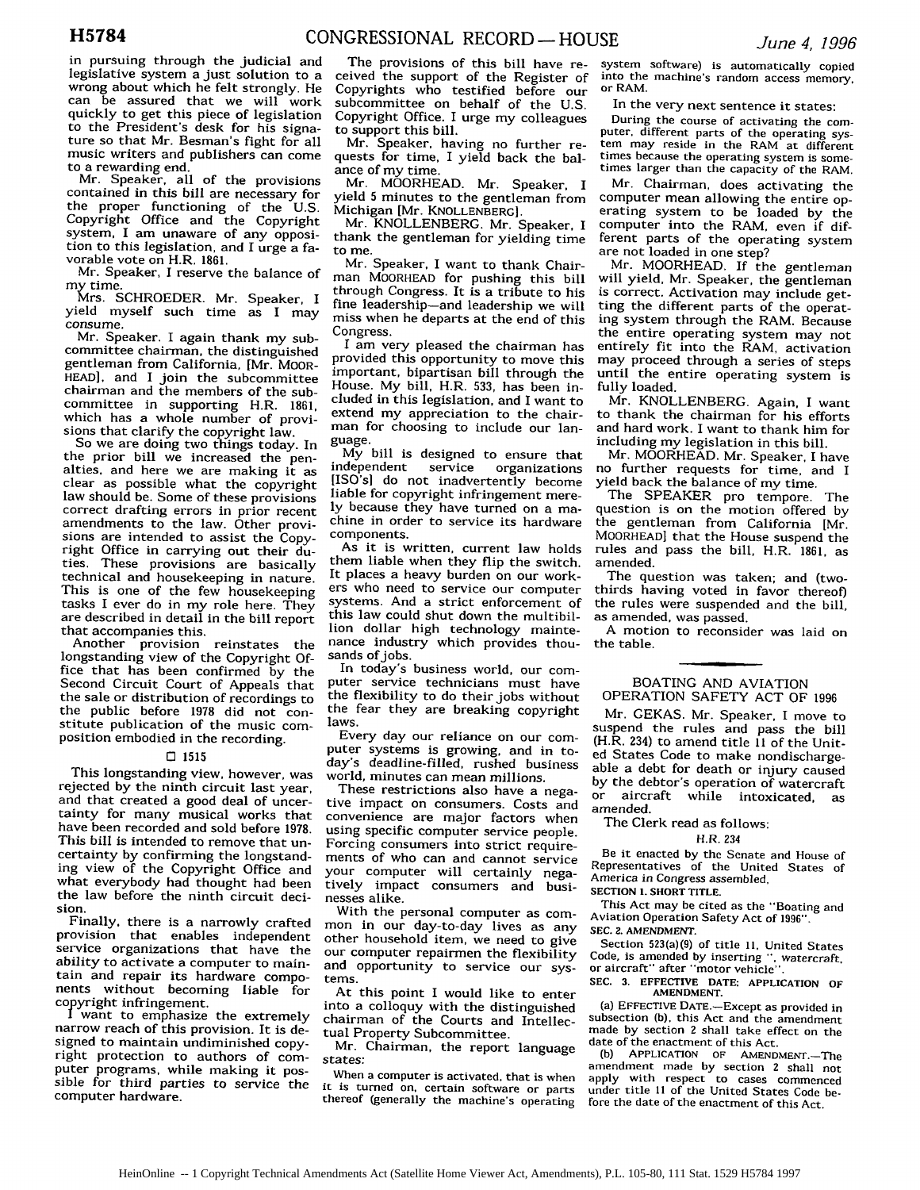in pursuing through the judicial and legislative system a just solution to a wrong about which he felt strongly. He can be assured that we will work quickly to get this piece of legislation to the President's desk for his signature so that Mr. Besman's fight for all music writers and publishers can come to a rewarding end.

Mr. Speaker, all of the provisions contained in this bill are necessary for the proper functioning of the U.S. Copyright Office and the Copyright system. I am unaware of any opposition to this legislation, and I urge a favorable vote on H.R. 1861.

Mr. Speaker, I reserve the balance of my time.

Mrs. SCHROEDER. Mr. Speaker, I yield myself such time as I may consume.

Mr. Speaker, I again thank my subcommittee chairman, the distinguished gentleman from California, [Mr. MOORHEAD], and I join the subcommittee chairman and the members of the subcommittee in supporting H.R. 1861, which has a whole number of provisions that clarify the copyright law.

So we are doing two things today. In the prior bill we increased the penalties, and here we are making it as clear as possible what the copyright law should be. Some of these provisions correct drafting errors in prior recent amendments to the law. Other provisions are intended to assist the Copyright Office in carrying out their duties. These provisions are basically technical and housekeeping in nature. This is one of the few housekeeping tasks I ever do in my role here. They are described in detail in the bill report that accompanies this.

Another provision reinstates the longstanding view of the Copyright Office that has been confirmed by the Second Circuit Court of Appeals that the sale or distribution of recordings to the public before 1978 did not constitute publication of the music composition embodied in the recording.

□ 1515

This longstanding view, however, was rejected by the ninth circuit last year, and that created a good deal of uncertainty for many musical works that have been recorded and sold before 1978. This bill is intended to remove that uncertainty by confirming the longstanding view of the Copyright Office and what everybody had thought had been the law before the ninth circuit decision.

Finally, there is a narrowly crafted provision that enables independent service organizations that have the ability to activate a computer to maintain and repair its hardware components without becoming liable for copyright infringement.

I want to emphasize the extremely narrow reach of this provision. It is designed to maintain undiminished copyright protection to authors of computer programs, while making it possible for third parties to service the computer hardware.

The provisions of this bill have received the support of the Register of Copyrights who testified before our subcommittee on behalf of the U.S. Copyright Office. I urge my colleagues to support this bill.

Mr. Speaker, having no further requests for time, I yield back the balance of my time.

Mr. MOORHEAD. Mr. Speaker, I yield 5 minutes to the gentleman from Michigan [Mr. KNOLLENBERG].

Mr. KNOLLENBERG. Mr. Speaker, I thank the gentleman for yielding time to me.

Mr. Speaker, I want to thank Chairman MOORHEAD for pushing this bill through Congress. It is a tribute to his fine leadership—and leadership we will miss when he departs at the end of this Congress.

I am very pleased the chairman has provided this opportunity to move this important, bipartisan bill through the House. My bill, H.R. 533, has been included in this legislation, and I want to extend my appreciation to the chairman for choosing to include our language.

My bill is designed to ensure that independent service organizations [ISO's] do not inadvertently become liable for copyright infringement merely because they have turned on a machine in order to service its hardware components.

As it is written, current law holds them liable when they flip the switch. It places a heavy burden on our workers who need to service our computer systems. And a strict enforcement of this law could shut down the multibillion dollar high technology maintenance industry which provides thousands of jobs.

In today's business world, our computer service technicians must have the flexibility to do their jobs without the fear they are breaking copyright laws.

Every day our reliance on our computer systems is growing, and in today's deadline-filled, rushed business world, minutes can mean millions.

These restrictions also have a negative impact on consumers. Costs and convenience are major factors when using specific computer service people. Forcing consumers into strict requirements of who can and cannot service your computer will certainly negatively impact consumers and businesses alike.

With the personal computer as common in our day-to-day lives as any other household item, we need to give our computer repairmen the flexibility and opportunity to service our systems.

At this point I would like to enter into a colloquy with the distinguished chairman of the Courts and Intellectual Property Subcommittee.

Mr. Chairman, the report language states:

> When a computer is activated, that is when it is turned on, certain software or parts thereof (generally the machine's operating system software) is automatically copied into the machine's random access memory, or RAM.

In the very next sentence it states:

> During the course of activating the computer, different parts of the operating system may reside in the RAM at different times because the operating system is sometimes larger than the capacity of the RAM.

Mr. Chairman, does activating the computer mean allowing the entire operating system to be loaded by the computer into the RAM, even if different parts of the operating system are not loaded in one step?

Mr. MOORHEAD. If the gentleman will yield, Mr. Speaker, the gentleman is correct. Activation may include getting the different parts of the operating system through the RAM. Because the entire operating system may not entirely fit into the RAM, activation may proceed through a series of steps until the entire operating system is fully loaded.

Mr. KNOLLENBERG. Again, I want to thank the chairman for his efforts and hard work. I want to thank him for including my legislation in this bill.

Mr. MOORHEAD. Mr. Speaker, I have no further requests for time, and I yield back the balance of my time.

The SPEAKER pro tempore. The question is on the motion offered by the gentleman from California [Mr. MOORHEAD] that the House suspend the rules and pass the bill, H.R. 1861, as amended.

The question was taken; and (two-thirds having voted in favor thereof) the rules were suspended and the bill, as amended, was passed.

A motion to reconsider was laid on the table.

## BOATING AND AVIATION OPERATION SAFETY ACT OF 1996

Mr. GEKAS. Mr. Speaker, I move to suspend the rules and pass the bill (H.R. 234) to amend title 11 of the United States Code to make nondischargeable a debt for death or injury caused by the debtor's operation of watercraft or aircraft while intoxicated, as amended.

The Clerk read as follows:

H.R. 234

Be it enacted by the Senate and House of Representatives of the United States of America in Congress assembled,

**SECTION 1. SHORT TITLE.**

This Act may be cited as the "Boating and Aviation Operation Safety Act of 1996".

**SEC. 2. AMENDMENT.**

Section 523(a)(9) of title 11, United States Code, is amended by inserting ", watercraft, or aircraft" after "motor vehicle".

**SEC. 3. EFFECTIVE DATE; APPLICATION OF AMENDMENT.**

(a) EFFECTIVE DATE.—Except as provided in subsection (b), this Act and the amendment made by section 2 shall take effect on the date of the enactment of this Act.

(b) APPLICATION OF AMENDMENT.—The amendment made by section 2 shall not apply with respect to cases commenced under title 11 of the United States Code before the date of the enactment of this Act.